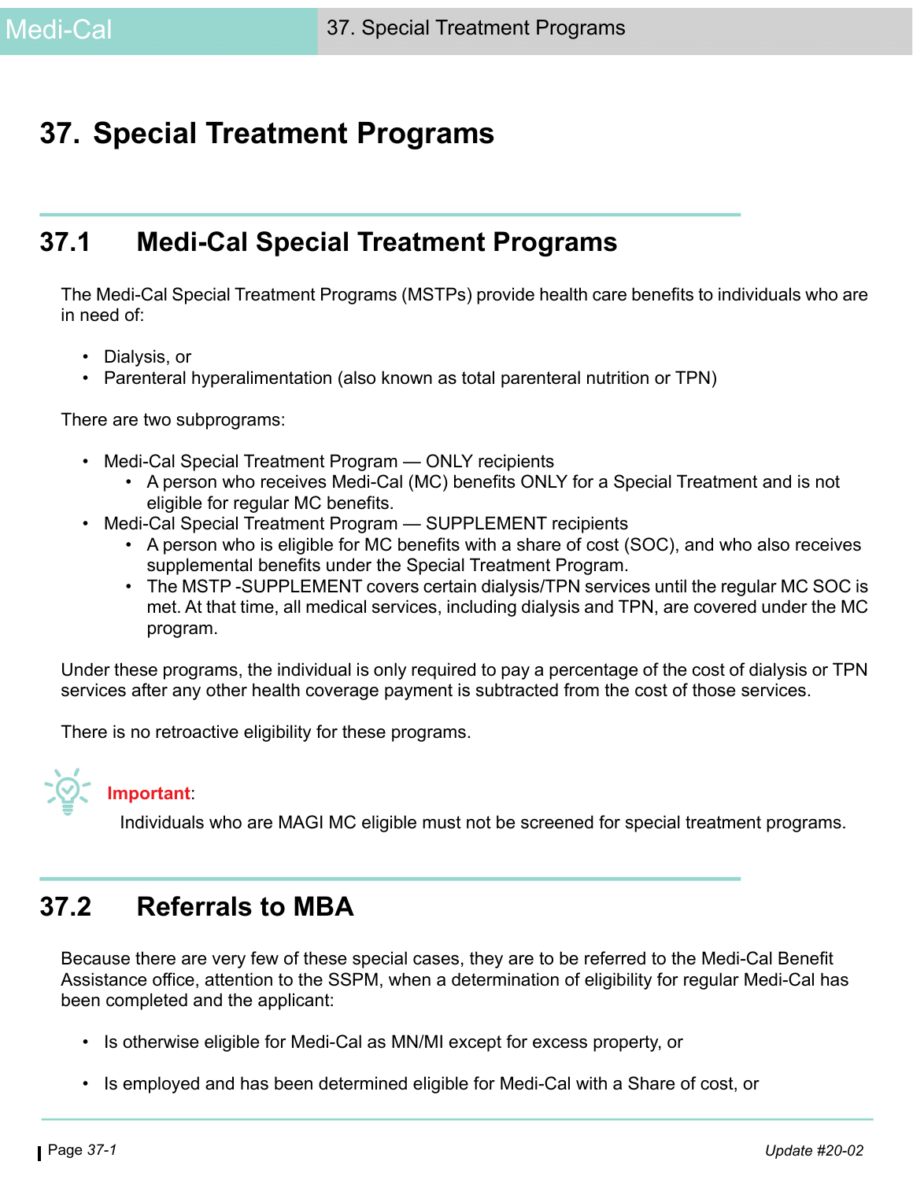# 37. Special Treatment Programs

## 37.1 Medi-Cal Special Treatment Programs

The Medi-Cal Special Treatment Programs (MSTPs) provide health care benefits to individuals who are in need of:

- Dialysis, or
- Parenteral hyperalimentation (also known as total parenteral nutrition or TPN)

There are two subprograms:

- Medi-Cal Special Treatment Program — ONLY recipients
  - A person who receives Medi-Cal (MC) benefits ONLY for a Special Treatment and is not eligible for regular MC benefits.
- Medi-Cal Special Treatment Program — SUPPLEMENT recipients
  - A person who is eligible for MC benefits with a share of cost (SOC), and who also receives supplemental benefits under the Special Treatment Program.
  - The MSTP -SUPPLEMENT covers certain dialysis/TPN services until the regular MC SOC is met. At that time, all medical services, including dialysis and TPN, are covered under the MC program.

Under these programs, the individual is only required to pay a percentage of the cost of dialysis or TPN services after any other health coverage payment is subtracted from the cost of those services.

There is no retroactive eligibility for these programs.

**Important**:

Individuals who are MAGI MC eligible must not be screened for special treatment programs.

## 37.2 Referrals to MBA

Because there are very few of these special cases, they are to be referred to the Medi-Cal Benefit Assistance office, attention to the SSPM, when a determination of eligibility for regular Medi-Cal has been completed and the applicant:

- Is otherwise eligible for Medi-Cal as MN/MI except for excess property, or
- Is employed and has been determined eligible for Medi-Cal with a Share of cost, or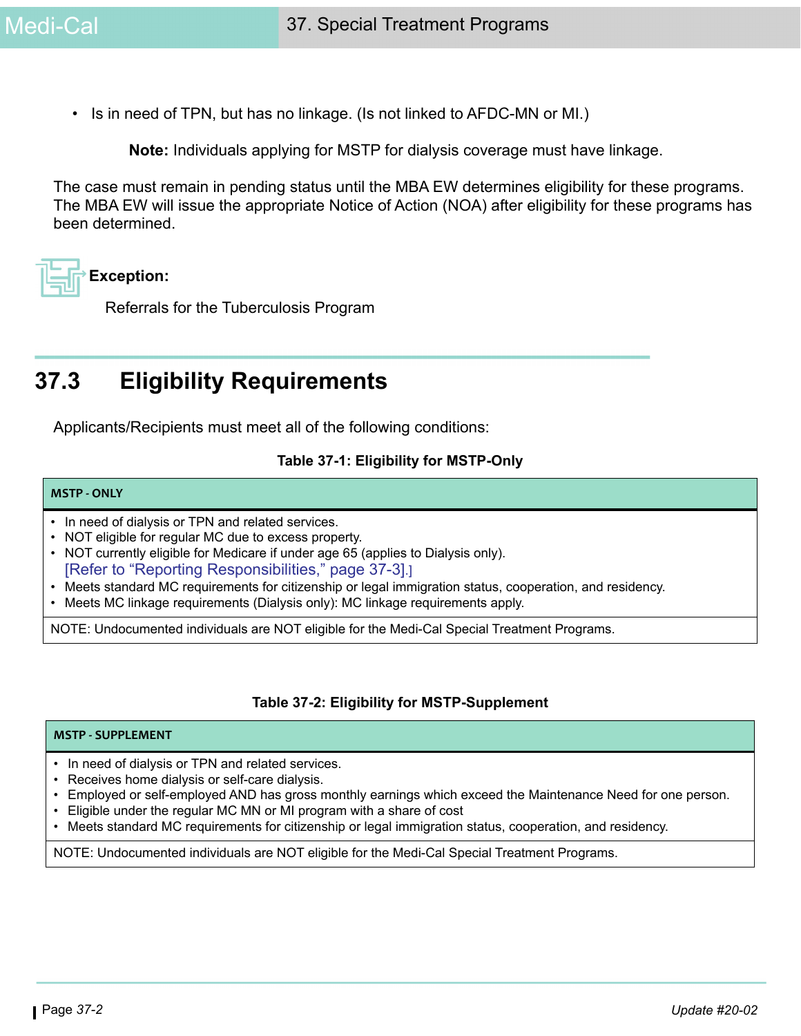- Is in need of TPN, but has no linkage. (Is not linked to AFDC-MN or MI.)

  **Note:** Individuals applying for MSTP for dialysis coverage must have linkage.

The case must remain in pending status until the MBA EW determines eligibility for these programs. The MBA EW will issue the appropriate Notice of Action (NOA) after eligibility for these programs has been determined.

**Exception:**

Referrals for the Tuberculosis Program

## 37.3 Eligibility Requirements

Applicants/Recipients must meet all of the following conditions:

**Table 37-1: Eligibility for MSTP-Only**

| MSTP - ONLY |
|---|
| • In need of dialysis or TPN and related services.<br>• NOT eligible for regular MC due to excess property.<br>• NOT currently eligible for Medicare if under age 65 (applies to Dialysis only). [Refer to "Reporting Responsibilities," page 37-3].]<br>• Meets standard MC requirements for citizenship or legal immigration status, cooperation, and residency.<br>• Meets MC linkage requirements (Dialysis only): MC linkage requirements apply. |
| NOTE: Undocumented individuals are NOT eligible for the Medi-Cal Special Treatment Programs. |

**Table 37-2: Eligibility for MSTP-Supplement**

| MSTP - SUPPLEMENT |
|---|
| • In need of dialysis or TPN and related services.<br>• Receives home dialysis or self-care dialysis.<br>• Employed or self-employed AND has gross monthly earnings which exceed the Maintenance Need for one person.<br>• Eligible under the regular MC MN or MI program with a share of cost<br>• Meets standard MC requirements for citizenship or legal immigration status, cooperation, and residency. |
| NOTE: Undocumented individuals are NOT eligible for the Medi-Cal Special Treatment Programs. |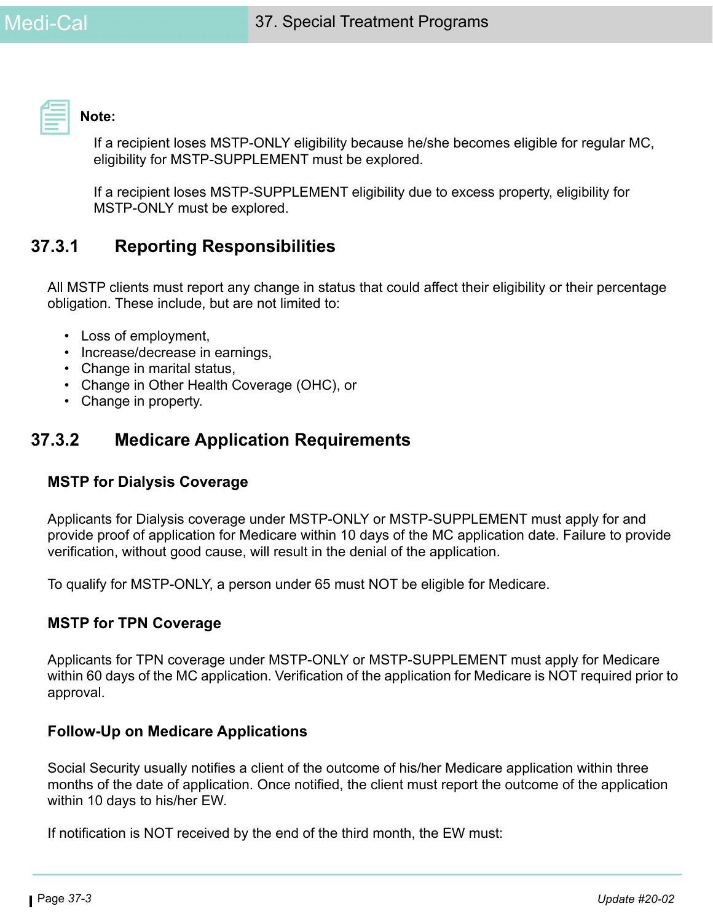**Note:**

If a recipient loses MSTP-ONLY eligibility because he/she becomes eligible for regular MC, eligibility for MSTP-SUPPLEMENT must be explored.

If a recipient loses MSTP-SUPPLEMENT eligibility due to excess property, eligibility for MSTP-ONLY must be explored.

## 37.3.1 Reporting Responsibilities

All MSTP clients must report any change in status that could affect their eligibility or their percentage obligation. These include, but are not limited to:

- Loss of employment,
- Increase/decrease in earnings,
- Change in marital status,
- Change in Other Health Coverage (OHC), or
- Change in property.

## 37.3.2 Medicare Application Requirements

### MSTP for Dialysis Coverage

Applicants for Dialysis coverage under MSTP-ONLY or MSTP-SUPPLEMENT must apply for and provide proof of application for Medicare within 10 days of the MC application date. Failure to provide verification, without good cause, will result in the denial of the application.

To qualify for MSTP-ONLY, a person under 65 must NOT be eligible for Medicare.

### MSTP for TPN Coverage

Applicants for TPN coverage under MSTP-ONLY or MSTP-SUPPLEMENT must apply for Medicare within 60 days of the MC application. Verification of the application for Medicare is NOT required prior to approval.

### Follow-Up on Medicare Applications

Social Security usually notifies a client of the outcome of his/her Medicare application within three months of the date of application. Once notified, the client must report the outcome of the application within 10 days to his/her EW.

If notification is NOT received by the end of the third month, the EW must: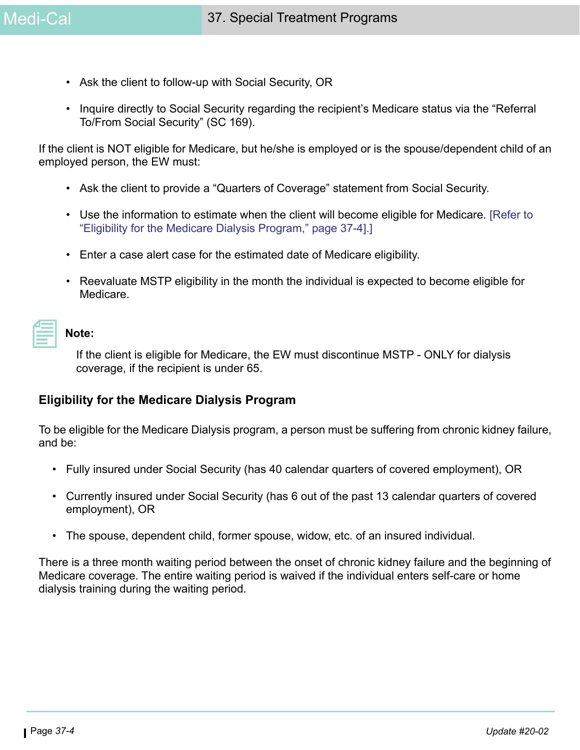- Ask the client to follow-up with Social Security, OR
- Inquire directly to Social Security regarding the recipient's Medicare status via the "Referral To/From Social Security" (SC 169).

If the client is NOT eligible for Medicare, but he/she is employed or is the spouse/dependent child of an employed person, the EW must:

- Ask the client to provide a "Quarters of Coverage" statement from Social Security.
- Use the information to estimate when the client will become eligible for Medicare. [Refer to "Eligibility for the Medicare Dialysis Program," page 37-4].]
- Enter a case alert case for the estimated date of Medicare eligibility.
- Reevaluate MSTP eligibility in the month the individual is expected to become eligible for Medicare.

**Note:**

If the client is eligible for Medicare, the EW must discontinue MSTP - ONLY for dialysis coverage, if the recipient is under 65.

## Eligibility for the Medicare Dialysis Program

To be eligible for the Medicare Dialysis program, a person must be suffering from chronic kidney failure, and be:

- Fully insured under Social Security (has 40 calendar quarters of covered employment), OR
- Currently insured under Social Security (has 6 out of the past 13 calendar quarters of covered employment), OR
- The spouse, dependent child, former spouse, widow, etc. of an insured individual.

There is a three month waiting period between the onset of chronic kidney failure and the beginning of Medicare coverage. The entire waiting period is waived if the individual enters self-care or home dialysis training during the waiting period.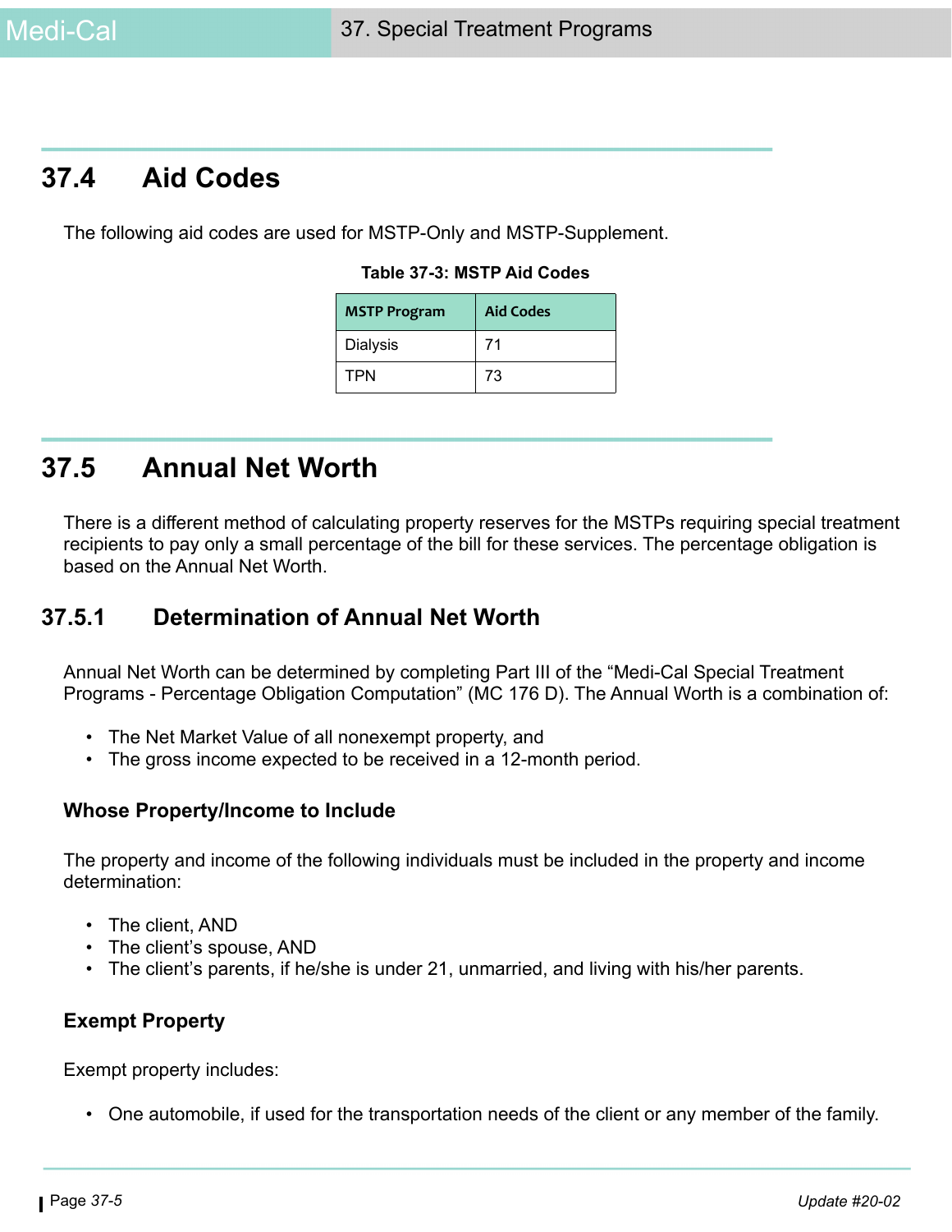## 37.4 Aid Codes

The following aid codes are used for MSTP-Only and MSTP-Supplement.

**Table 37-3: MSTP Aid Codes**

| MSTP Program | Aid Codes |
| --- | --- |
| Dialysis | 71 |
| TPN | 73 |

## 37.5 Annual Net Worth

There is a different method of calculating property reserves for the MSTPs requiring special treatment recipients to pay only a small percentage of the bill for these services. The percentage obligation is based on the Annual Net Worth.

### 37.5.1 Determination of Annual Net Worth

Annual Net Worth can be determined by completing Part III of the "Medi-Cal Special Treatment Programs - Percentage Obligation Computation" (MC 176 D). The Annual Worth is a combination of:

- The Net Market Value of all nonexempt property, and
- The gross income expected to be received in a 12-month period.

**Whose Property/Income to Include**

The property and income of the following individuals must be included in the property and income determination:

- The client, AND
- The client's spouse, AND
- The client's parents, if he/she is under 21, unmarried, and living with his/her parents.

**Exempt Property**

Exempt property includes:

- One automobile, if used for the transportation needs of the client or any member of the family.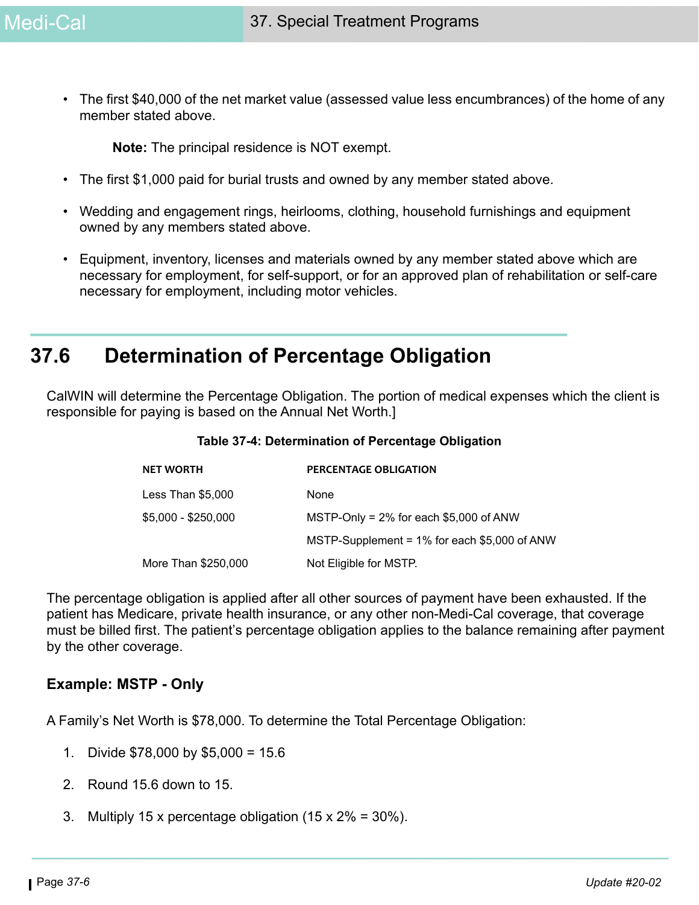- The first $40,000 of the net market value (assessed value less encumbrances) of the home of any member stated above.

  **Note:** The principal residence is NOT exempt.

- The first $1,000 paid for burial trusts and owned by any member stated above.
- Wedding and engagement rings, heirlooms, clothing, household furnishings and equipment owned by any members stated above.
- Equipment, inventory, licenses and materials owned by any member stated above which are necessary for employment, for self-support, or for an approved plan of rehabilitation or self-care necessary for employment, including motor vehicles.

## 37.6 Determination of Percentage Obligation

CalWIN will determine the Percentage Obligation. The portion of medical expenses which the client is responsible for paying is based on the Annual Net Worth.]

**Table 37-4: Determination of Percentage Obligation**

| NET WORTH | PERCENTAGE OBLIGATION |
|---|---|
| Less Than $5,000 | None |
| $5,000 - $250,000 | MSTP-Only = 2% for each $5,000 of ANW |
| | MSTP-Supplement = 1% for each $5,000 of ANW |
| More Than $250,000 | Not Eligible for MSTP. |

The percentage obligation is applied after all other sources of payment have been exhausted. If the patient has Medicare, private health insurance, or any other non-Medi-Cal coverage, that coverage must be billed first. The patient's percentage obligation applies to the balance remaining after payment by the other coverage.

### Example: MSTP - Only

A Family's Net Worth is $78,000. To determine the Total Percentage Obligation:

1. Divide $78,000 by $5,000 = 15.6
2. Round 15.6 down to 15.
3. Multiply 15 x percentage obligation (15 x 2% = 30%).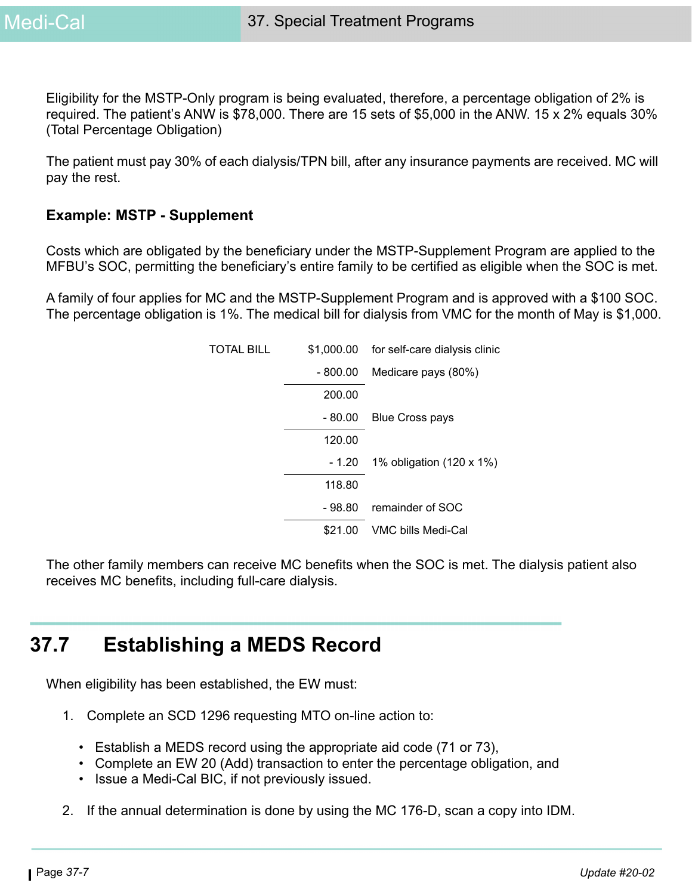Eligibility for the MSTP-Only program is being evaluated, therefore, a percentage obligation of 2% is required. The patient's ANW is $78,000. There are 15 sets of $5,000 in the ANW. 15 x 2% equals 30% (Total Percentage Obligation)

The patient must pay 30% of each dialysis/TPN bill, after any insurance payments are received. MC will pay the rest.

### Example: MSTP - Supplement

Costs which are obligated by the beneficiary under the MSTP-Supplement Program are applied to the MFBU's SOC, permitting the beneficiary's entire family to be certified as eligible when the SOC is met.

A family of four applies for MC and the MSTP-Supplement Program and is approved with a $100 SOC. The percentage obligation is 1%. The medical bill for dialysis from VMC for the month of May is $1,000.

| | | |
|---|---|---|
| TOTAL BILL | $1,000.00 | for self-care dialysis clinic |
| | - 800.00 | Medicare pays (80%) |
| | 200.00 | |
| | - 80.00 | Blue Cross pays |
| | 120.00 | |
| | - 1.20 | 1% obligation (120 x 1%) |
| | 118.80 | |
| | - 98.80 | remainder of SOC |
| | $21.00 | VMC bills Medi-Cal |

The other family members can receive MC benefits when the SOC is met. The dialysis patient also receives MC benefits, including full-care dialysis.

## 37.7 Establishing a MEDS Record

When eligibility has been established, the EW must:

1. Complete an SCD 1296 requesting MTO on-line action to:
   - Establish a MEDS record using the appropriate aid code (71 or 73),
   - Complete an EW 20 (Add) transaction to enter the percentage obligation, and
   - Issue a Medi-Cal BIC, if not previously issued.
2. If the annual determination is done by using the MC 176-D, scan a copy into IDM.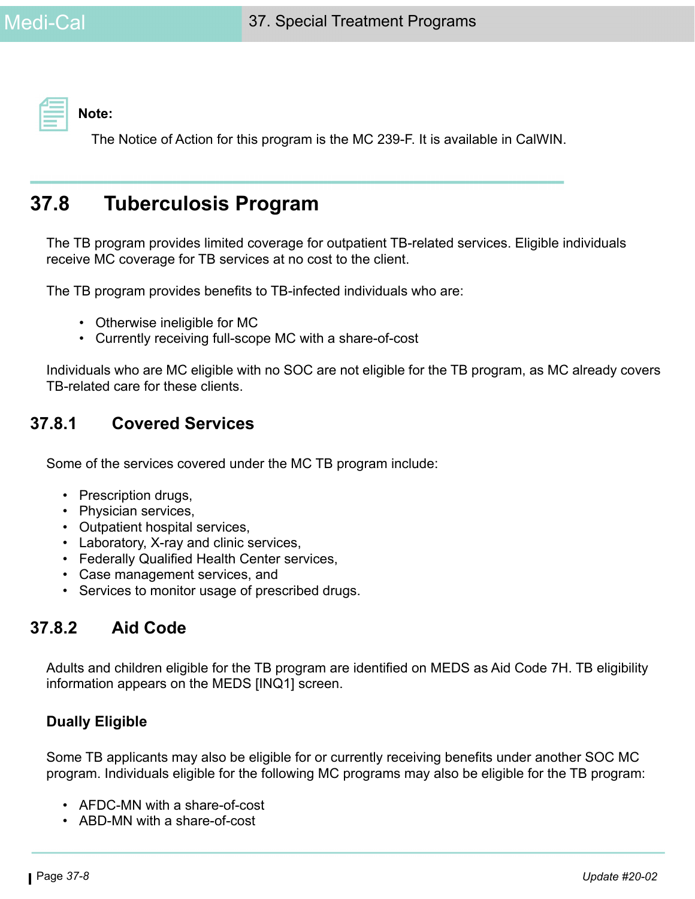**Note:**

The Notice of Action for this program is the MC 239-F. It is available in CalWIN.

## 37.8 Tuberculosis Program

The TB program provides limited coverage for outpatient TB-related services. Eligible individuals receive MC coverage for TB services at no cost to the client.

The TB program provides benefits to TB-infected individuals who are:

- Otherwise ineligible for MC
- Currently receiving full-scope MC with a share-of-cost

Individuals who are MC eligible with no SOC are not eligible for the TB program, as MC already covers TB-related care for these clients.

### 37.8.1 Covered Services

Some of the services covered under the MC TB program include:

- Prescription drugs,
- Physician services,
- Outpatient hospital services,
- Laboratory, X-ray and clinic services,
- Federally Qualified Health Center services,
- Case management services, and
- Services to monitor usage of prescribed drugs.

### 37.8.2 Aid Code

Adults and children eligible for the TB program are identified on MEDS as Aid Code 7H. TB eligibility information appears on the MEDS [INQ1] screen.

**Dually Eligible**

Some TB applicants may also be eligible for or currently receiving benefits under another SOC MC program. Individuals eligible for the following MC programs may also be eligible for the TB program:

- AFDC-MN with a share-of-cost
- ABD-MN with a share-of-cost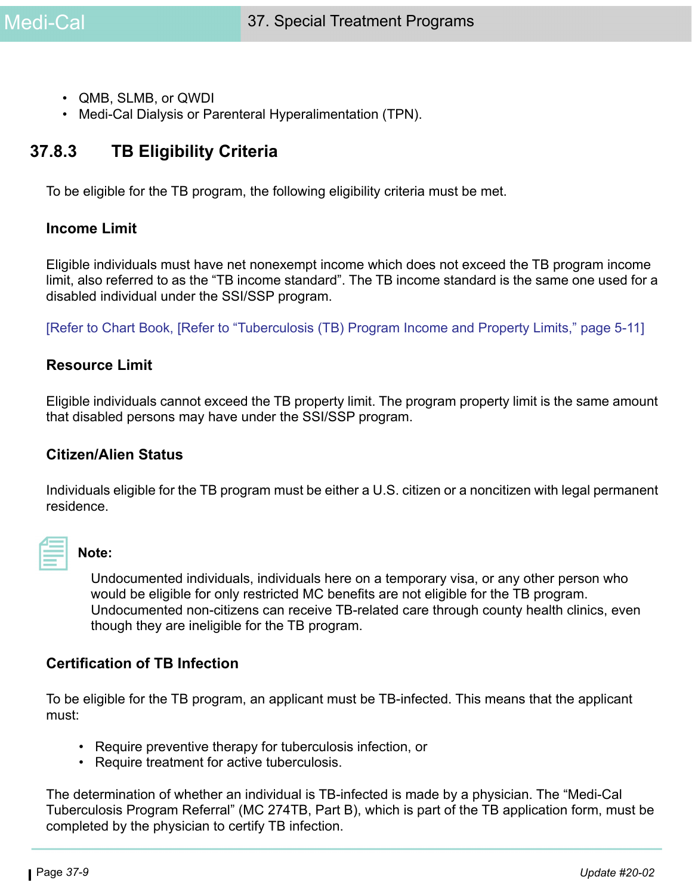- QMB, SLMB, or QWDI
- Medi-Cal Dialysis or Parenteral Hyperalimentation (TPN).

## 37.8.3 TB Eligibility Criteria

To be eligible for the TB program, the following eligibility criteria must be met.

### Income Limit

Eligible individuals must have net nonexempt income which does not exceed the TB program income limit, also referred to as the "TB income standard". The TB income standard is the same one used for a disabled individual under the SSI/SSP program.

[Refer to Chart Book, [Refer to "Tuberculosis (TB) Program Income and Property Limits," page 5-11]

### Resource Limit

Eligible individuals cannot exceed the TB property limit. The program property limit is the same amount that disabled persons may have under the SSI/SSP program.

### Citizen/Alien Status

Individuals eligible for the TB program must be either a U.S. citizen or a noncitizen with legal permanent residence.

**Note:**

Undocumented individuals, individuals here on a temporary visa, or any other person who would be eligible for only restricted MC benefits are not eligible for the TB program. Undocumented non-citizens can receive TB-related care through county health clinics, even though they are ineligible for the TB program.

### Certification of TB Infection

To be eligible for the TB program, an applicant must be TB-infected. This means that the applicant must:

- Require preventive therapy for tuberculosis infection, or
- Require treatment for active tuberculosis.

The determination of whether an individual is TB-infected is made by a physician. The "Medi-Cal Tuberculosis Program Referral" (MC 274TB, Part B), which is part of the TB application form, must be completed by the physician to certify TB infection.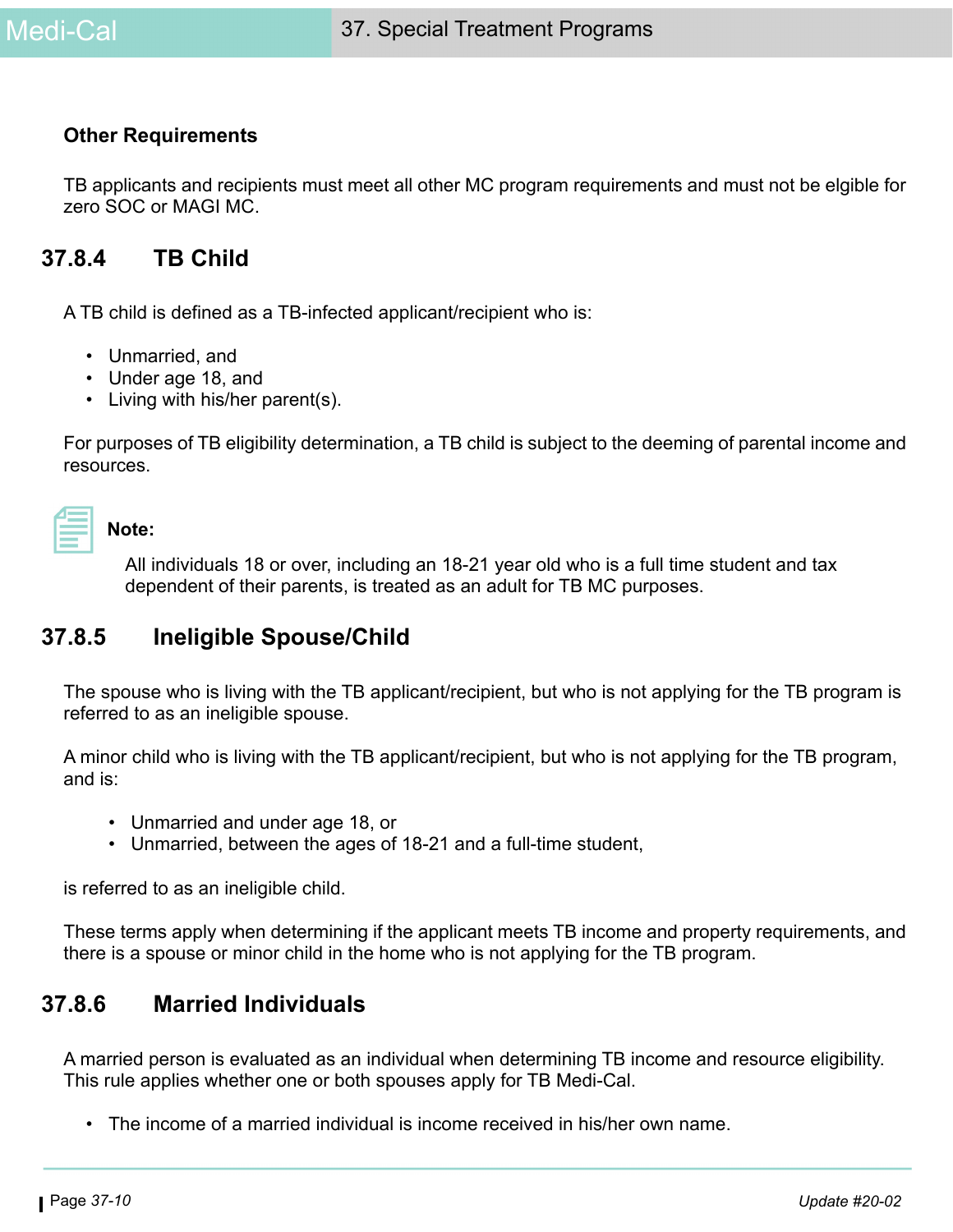**Other Requirements**

TB applicants and recipients must meet all other MC program requirements and must not be elgible for zero SOC or MAGI MC.

## 37.8.4 TB Child

A TB child is defined as a TB-infected applicant/recipient who is:

- Unmarried, and
- Under age 18, and
- Living with his/her parent(s).

For purposes of TB eligibility determination, a TB child is subject to the deeming of parental income and resources.

**Note:**

All individuals 18 or over, including an 18-21 year old who is a full time student and tax dependent of their parents, is treated as an adult for TB MC purposes.

## 37.8.5 Ineligible Spouse/Child

The spouse who is living with the TB applicant/recipient, but who is not applying for the TB program is referred to as an ineligible spouse.

A minor child who is living with the TB applicant/recipient, but who is not applying for the TB program, and is:

- Unmarried and under age 18, or
- Unmarried, between the ages of 18-21 and a full-time student,

is referred to as an ineligible child.

These terms apply when determining if the applicant meets TB income and property requirements, and there is a spouse or minor child in the home who is not applying for the TB program.

## 37.8.6 Married Individuals

A married person is evaluated as an individual when determining TB income and resource eligibility. This rule applies whether one or both spouses apply for TB Medi-Cal.

- The income of a married individual is income received in his/her own name.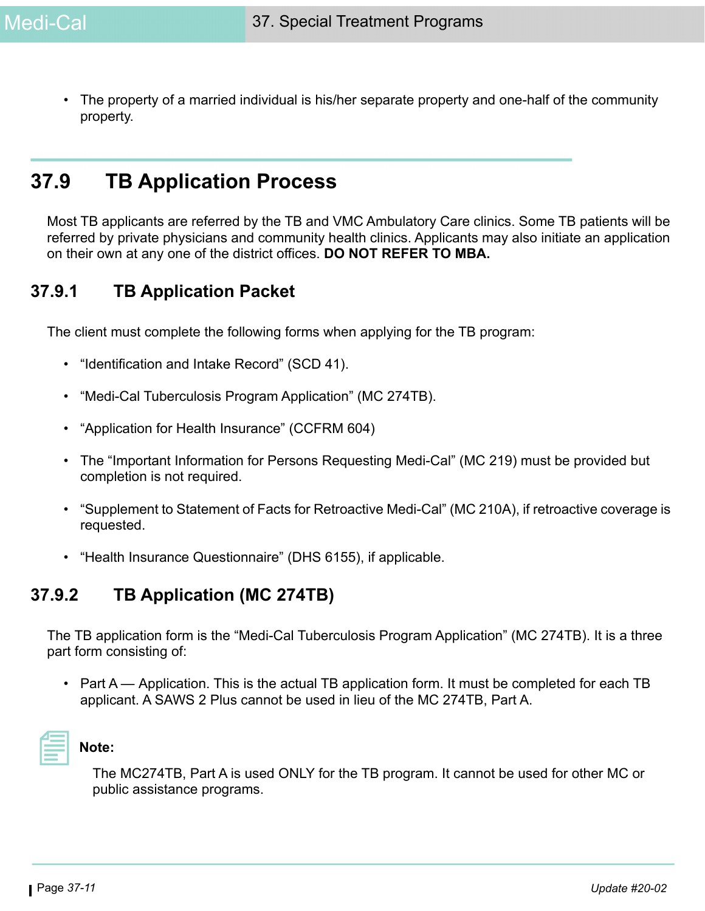- The property of a married individual is his/her separate property and one-half of the community property.

## 37.9 TB Application Process

Most TB applicants are referred by the TB and VMC Ambulatory Care clinics. Some TB patients will be referred by private physicians and community health clinics. Applicants may also initiate an application on their own at any one of the district offices. **DO NOT REFER TO MBA.**

### 37.9.1 TB Application Packet

The client must complete the following forms when applying for the TB program:

- "Identification and Intake Record" (SCD 41).
- "Medi-Cal Tuberculosis Program Application" (MC 274TB).
- "Application for Health Insurance" (CCFRM 604)
- The "Important Information for Persons Requesting Medi-Cal" (MC 219) must be provided but completion is not required.
- "Supplement to Statement of Facts for Retroactive Medi-Cal" (MC 210A), if retroactive coverage is requested.
- "Health Insurance Questionnaire" (DHS 6155), if applicable.

### 37.9.2 TB Application (MC 274TB)

The TB application form is the "Medi-Cal Tuberculosis Program Application" (MC 274TB). It is a three part form consisting of:

- Part A — Application. This is the actual TB application form. It must be completed for each TB applicant. A SAWS 2 Plus cannot be used in lieu of the MC 274TB, Part A.

**Note:**

The MC274TB, Part A is used ONLY for the TB program. It cannot be used for other MC or public assistance programs.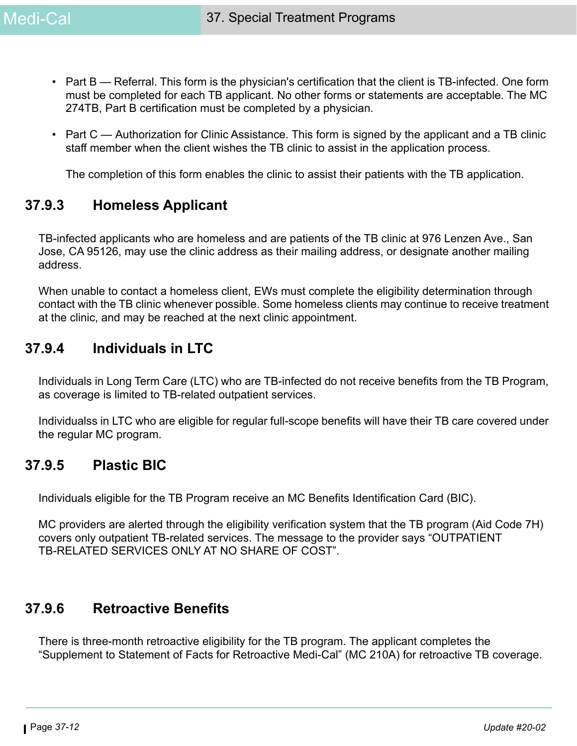- Part B — Referral. This form is the physician's certification that the client is TB-infected. One form must be completed for each TB applicant. No other forms or statements are acceptable. The MC 274TB, Part B certification must be completed by a physician.
- Part C — Authorization for Clinic Assistance. This form is signed by the applicant and a TB clinic staff member when the client wishes the TB clinic to assist in the application process.

  The completion of this form enables the clinic to assist their patients with the TB application.

### 37.9.3 Homeless Applicant

TB-infected applicants who are homeless and are patients of the TB clinic at 976 Lenzen Ave., San Jose, CA 95126, may use the clinic address as their mailing address, or designate another mailing address.

When unable to contact a homeless client, EWs must complete the eligibility determination through contact with the TB clinic whenever possible. Some homeless clients may continue to receive treatment at the clinic, and may be reached at the next clinic appointment.

### 37.9.4 Individuals in LTC

Individuals in Long Term Care (LTC) who are TB-infected do not receive benefits from the TB Program, as coverage is limited to TB-related outpatient services.

Individualss in LTC who are eligible for regular full-scope benefits will have their TB care covered under the regular MC program.

### 37.9.5 Plastic BIC

Individuals eligible for the TB Program receive an MC Benefits Identification Card (BIC).

MC providers are alerted through the eligibility verification system that the TB program (Aid Code 7H) covers only outpatient TB-related services. The message to the provider says “OUTPATIENT TB-RELATED SERVICES ONLY AT NO SHARE OF COST”.

### 37.9.6 Retroactive Benefits

There is three-month retroactive eligibility for the TB program. The applicant completes the “Supplement to Statement of Facts for Retroactive Medi-Cal” (MC 210A) for retroactive TB coverage.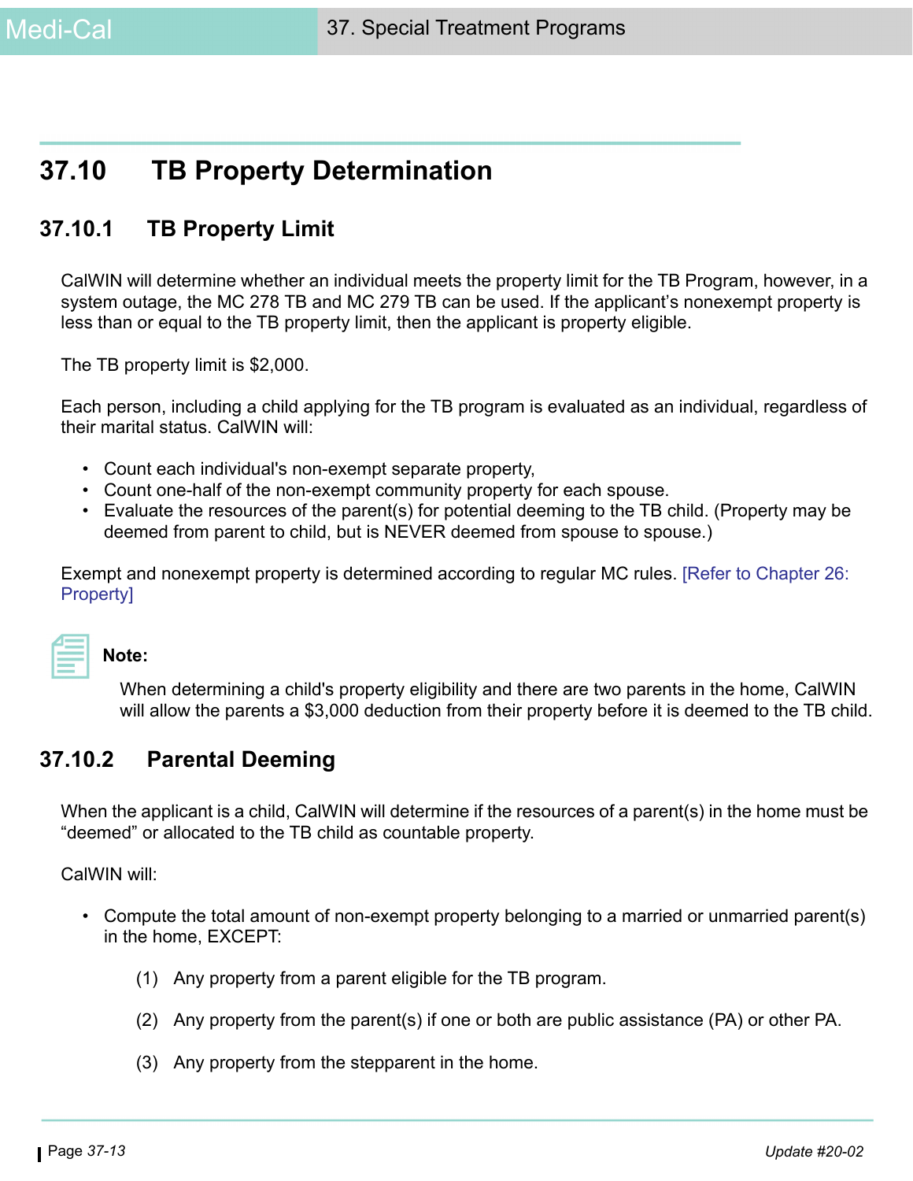## 37.10 TB Property Determination

### 37.10.1 TB Property Limit

CalWIN will determine whether an individual meets the property limit for the TB Program, however, in a system outage, the MC 278 TB and MC 279 TB can be used. If the applicant's nonexempt property is less than or equal to the TB property limit, then the applicant is property eligible.

The TB property limit is $2,000.

Each person, including a child applying for the TB program is evaluated as an individual, regardless of their marital status. CalWIN will:

- Count each individual's non-exempt separate property,
- Count one-half of the non-exempt community property for each spouse.
- Evaluate the resources of the parent(s) for potential deeming to the TB child. (Property may be deemed from parent to child, but is NEVER deemed from spouse to spouse.)

Exempt and nonexempt property is determined according to regular MC rules. [Refer to Chapter 26: Property]

**Note:**

When determining a child's property eligibility and there are two parents in the home, CalWIN will allow the parents a $3,000 deduction from their property before it is deemed to the TB child.

### 37.10.2 Parental Deeming

When the applicant is a child, CalWIN will determine if the resources of a parent(s) in the home must be "deemed" or allocated to the TB child as countable property.

CalWIN will:

- Compute the total amount of non-exempt property belonging to a married or unmarried parent(s) in the home, EXCEPT:

  (1) Any property from a parent eligible for the TB program.

  (2) Any property from the parent(s) if one or both are public assistance (PA) or other PA.

  (3) Any property from the stepparent in the home.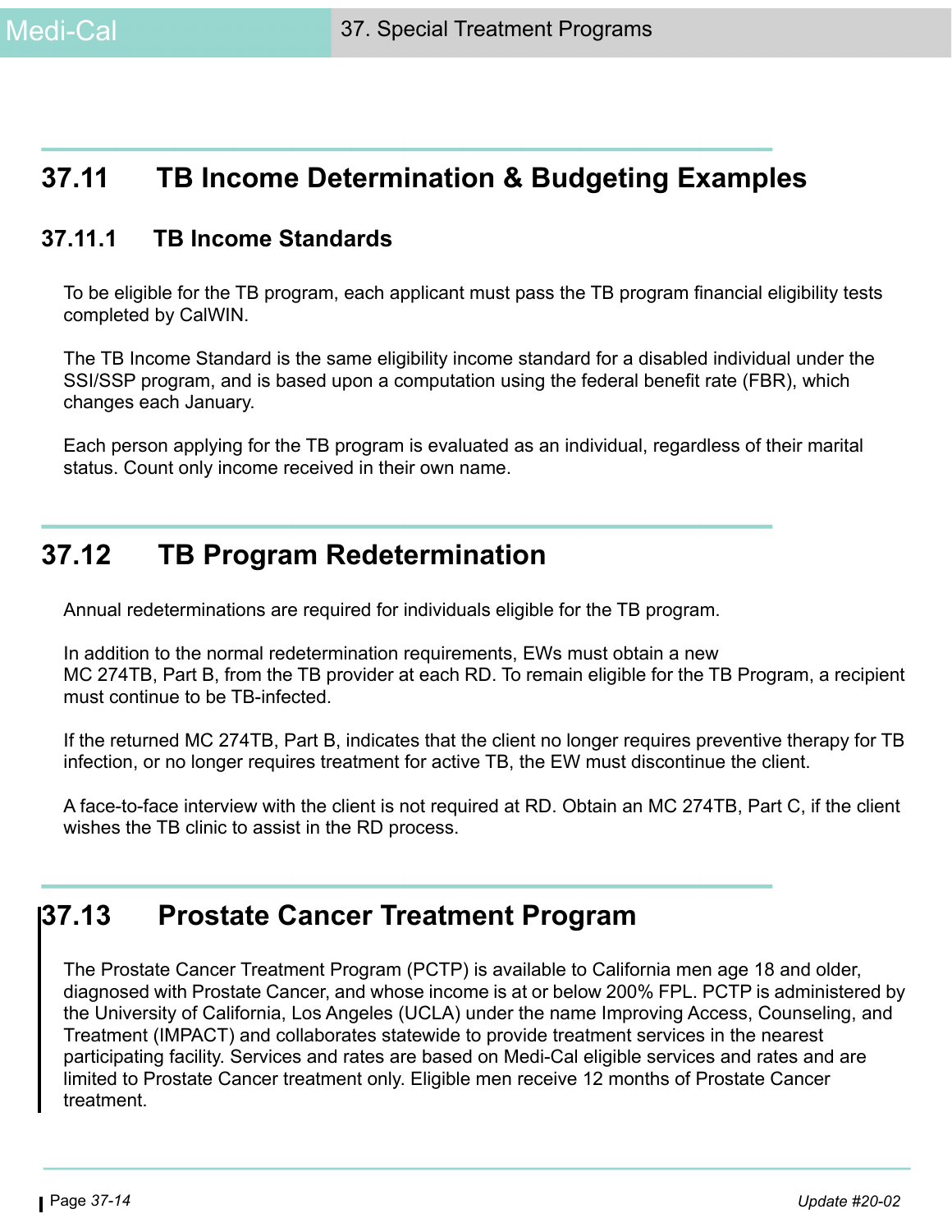## 37.11 TB Income Determination & Budgeting Examples

### 37.11.1 TB Income Standards

To be eligible for the TB program, each applicant must pass the TB program financial eligibility tests completed by CalWIN.

The TB Income Standard is the same eligibility income standard for a disabled individual under the SSI/SSP program, and is based upon a computation using the federal benefit rate (FBR), which changes each January.

Each person applying for the TB program is evaluated as an individual, regardless of their marital status. Count only income received in their own name.

## 37.12 TB Program Redetermination

Annual redeterminations are required for individuals eligible for the TB program.

In addition to the normal redetermination requirements, EWs must obtain a new MC 274TB, Part B, from the TB provider at each RD. To remain eligible for the TB Program, a recipient must continue to be TB-infected.

If the returned MC 274TB, Part B, indicates that the client no longer requires preventive therapy for TB infection, or no longer requires treatment for active TB, the EW must discontinue the client.

A face-to-face interview with the client is not required at RD. Obtain an MC 274TB, Part C, if the client wishes the TB clinic to assist in the RD process.

## 37.13 Prostate Cancer Treatment Program

The Prostate Cancer Treatment Program (PCTP) is available to California men age 18 and older, diagnosed with Prostate Cancer, and whose income is at or below 200% FPL. PCTP is administered by the University of California, Los Angeles (UCLA) under the name Improving Access, Counseling, and Treatment (IMPACT) and collaborates statewide to provide treatment services in the nearest participating facility. Services and rates are based on Medi-Cal eligible services and rates and are limited to Prostate Cancer treatment only. Eligible men receive 12 months of Prostate Cancer treatment.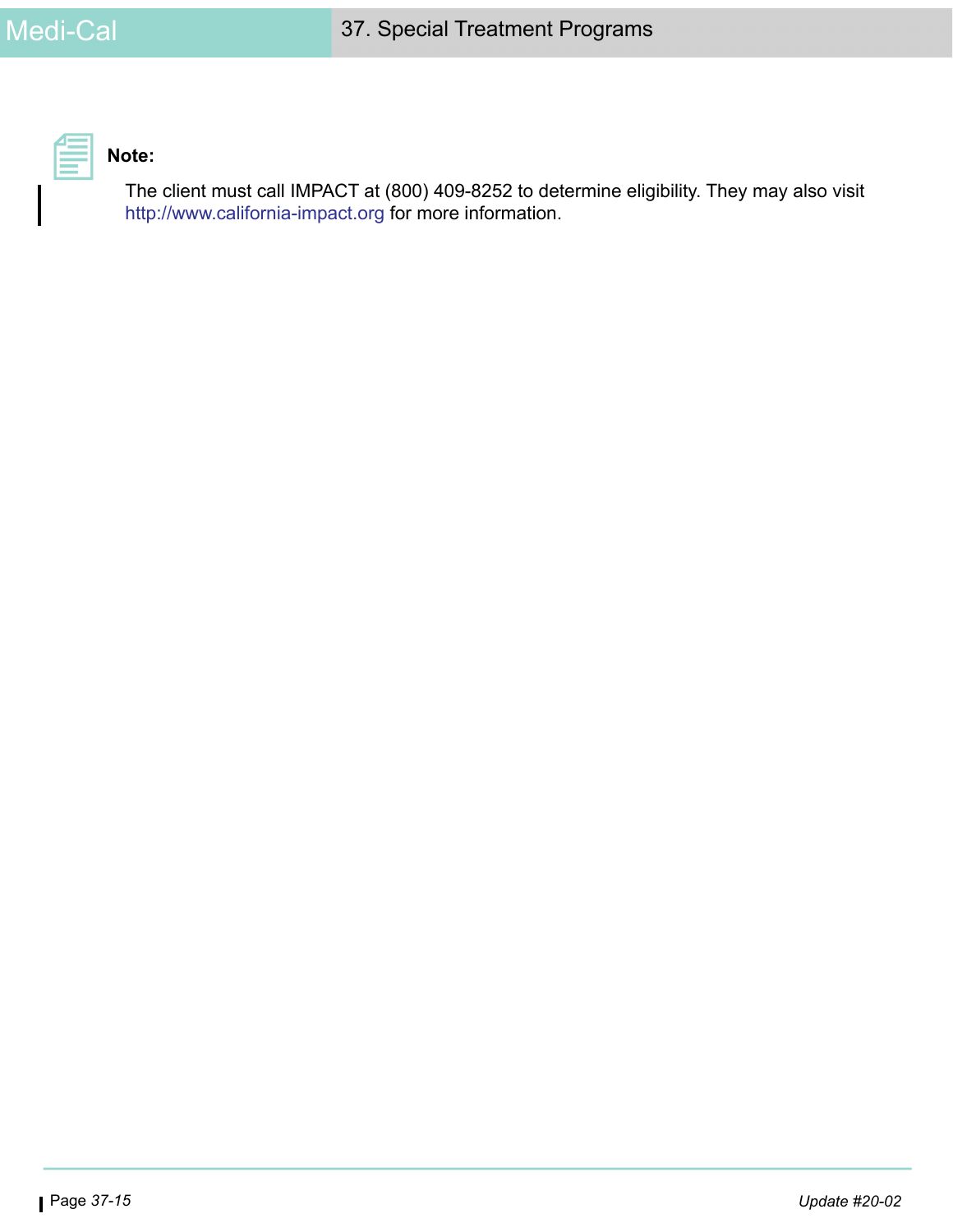**Note:**

The client must call IMPACT at (800) 409-8252 to determine eligibility. They may also visit http://www.california-impact.org for more information.